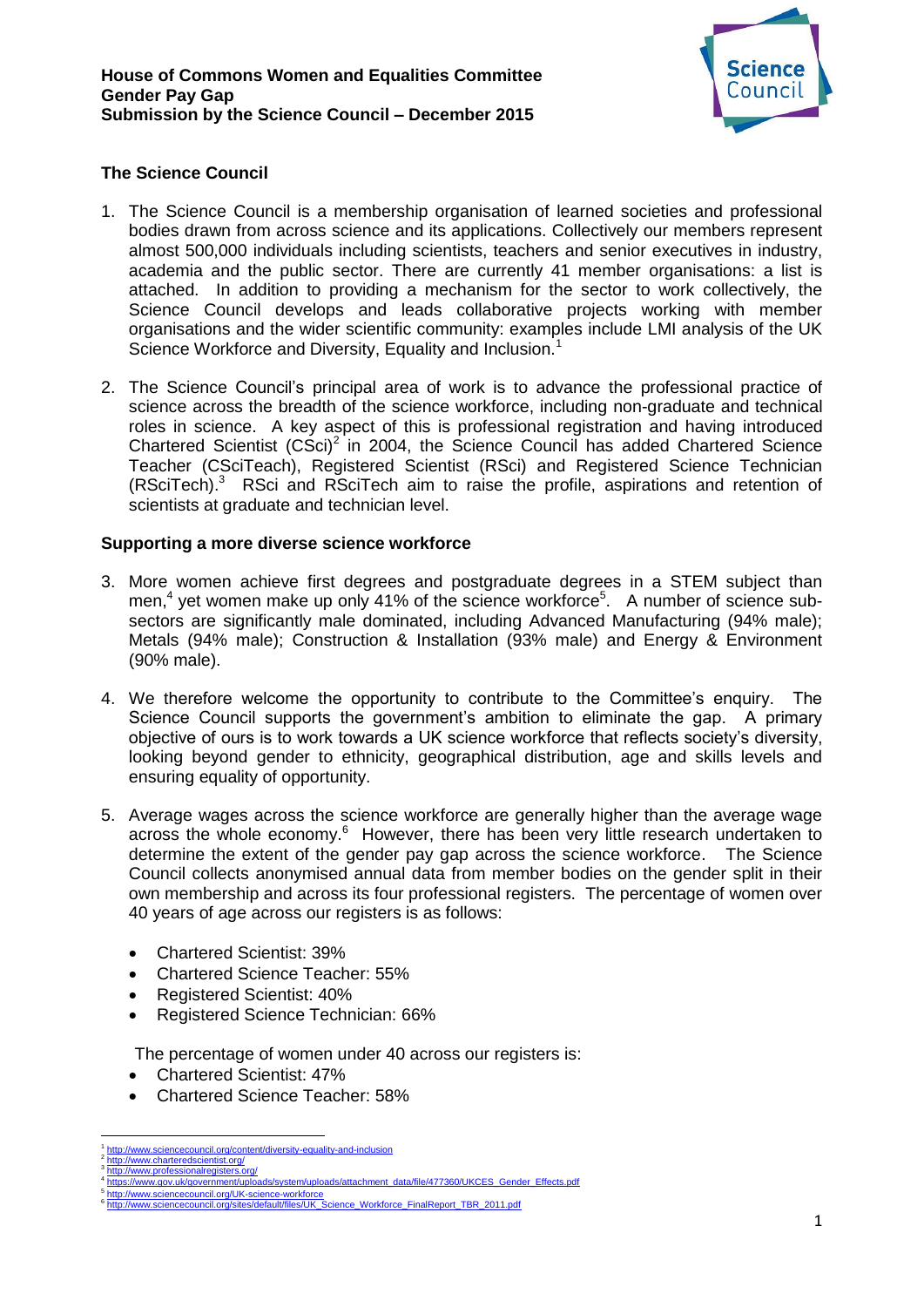**House of Commons Women and Equalities Committee**
**Gender Pay Gap**
**Submission by the Science Council – December 2015**

### The Science Council

1. The Science Council is a membership organisation of learned societies and professional bodies drawn from across science and its applications. Collectively our members represent almost 500,000 individuals including scientists, teachers and senior executives in industry, academia and the public sector. There are currently 41 member organisations: a list is attached. In addition to providing a mechanism for the sector to work collectively, the Science Council develops and leads collaborative projects working with member organisations and the wider scientific community: examples include LMI analysis of the UK Science Workforce and Diversity, Equality and Inclusion.[1]

2. The Science Council's principal area of work is to advance the professional practice of science across the breadth of the science workforce, including non-graduate and technical roles in science. A key aspect of this is professional registration and having introduced Chartered Scientist (CSci)[2] in 2004, the Science Council has added Chartered Science Teacher (CSciTeach), Registered Scientist (RSci) and Registered Science Technician (RSciTech).[3] RSci and RSciTech aim to raise the profile, aspirations and retention of scientists at graduate and technician level.

### Supporting a more diverse science workforce

3. More women achieve first degrees and postgraduate degrees in a STEM subject than men,[4] yet women make up only 41% of the science workforce[5]. A number of science sub-sectors are significantly male dominated, including Advanced Manufacturing (94% male); Metals (94% male); Construction & Installation (93% male) and Energy & Environment (90% male).

4. We therefore welcome the opportunity to contribute to the Committee's enquiry. The Science Council supports the government's ambition to eliminate the gap. A primary objective of ours is to work towards a UK science workforce that reflects society's diversity, looking beyond gender to ethnicity, geographical distribution, age and skills levels and ensuring equality of opportunity.

5. Average wages across the science workforce are generally higher than the average wage across the whole economy.[6] However, there has been very little research undertaken to determine the extent of the gender pay gap across the science workforce. The Science Council collects anonymised annual data from member bodies on the gender split in their own membership and across its four professional registers. The percentage of women over 40 years of age across our registers is as follows:

   - Chartered Scientist: 39%
   - Chartered Science Teacher: 55%
   - Registered Scientist: 40%
   - Registered Science Technician: 66%

   The percentage of women under 40 across our registers is:

   - Chartered Scientist: 47%
   - Chartered Science Teacher: 58%

---

[1] http://www.sciencecouncil.org/content/diversity-equality-and-inclusion
[2] http://www.charteredscientist.org/
[3] http://www.professionalregisters.org/
[4] https://www.gov.uk/government/uploads/system/uploads/attachment_data/file/477360/UKCES_Gender_Effects.pdf
[5] http://www.sciencecouncil.org/UK-science-workforce
[6] http://www.sciencecouncil.org/sites/default/files/UK_Science_Workforce_FinalReport_TBR_2011.pdf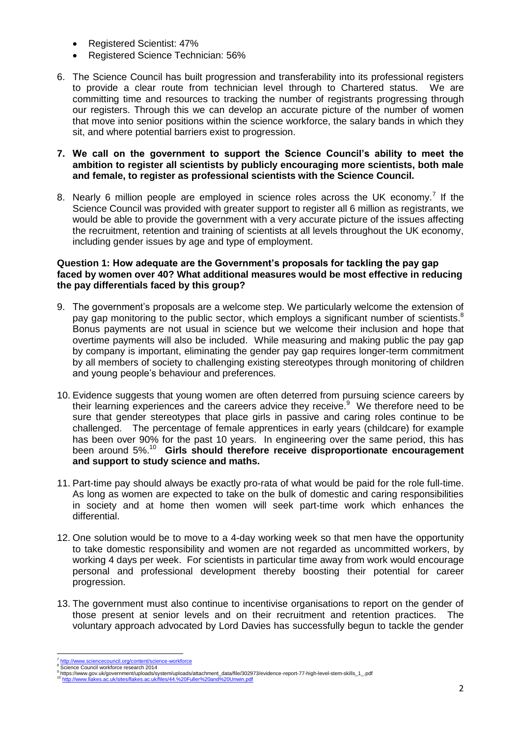- Registered Scientist: 47%
- Registered Science Technician: 56%

6. The Science Council has built progression and transferability into its professional registers to provide a clear route from technician level through to Chartered status. We are committing time and resources to tracking the number of registrants progressing through our registers. Through this we can develop an accurate picture of the number of women that move into senior positions within the science workforce, the salary bands in which they sit, and where potential barriers exist to progression.

7. **We call on the government to support the Science Council's ability to meet the ambition to register all scientists by publicly encouraging more scientists, both male and female, to register as professional scientists with the Science Council.**

8. Nearly 6 million people are employed in science roles across the UK economy.[7] If the Science Council was provided with greater support to register all 6 million as registrants, we would be able to provide the government with a very accurate picture of the issues affecting the recruitment, retention and training of scientists at all levels throughout the UK economy, including gender issues by age and type of employment.

**Question 1: How adequate are the Government's proposals for tackling the pay gap faced by women over 40? What additional measures would be most effective in reducing the pay differentials faced by this group?**

9. The government's proposals are a welcome step. We particularly welcome the extension of pay gap monitoring to the public sector, which employs a significant number of scientists.[8] Bonus payments are not usual in science but we welcome their inclusion and hope that overtime payments will also be included. While measuring and making public the pay gap by company is important, eliminating the gender pay gap requires longer-term commitment by all members of society to challenging existing stereotypes through monitoring of children and young people's behaviour and preferences.

10. Evidence suggests that young women are often deterred from pursuing science careers by their learning experiences and the careers advice they receive.[9] We therefore need to be sure that gender stereotypes that place girls in passive and caring roles continue to be challenged. The percentage of female apprentices in early years (childcare) for example has been over 90% for the past 10 years. In engineering over the same period, this has been around 5%.[10] **Girls should therefore receive disproportionate encouragement and support to study science and maths.**

11. Part-time pay should always be exactly pro-rata of what would be paid for the role full-time. As long as women are expected to take on the bulk of domestic and caring responsibilities in society and at home then women will seek part-time work which enhances the differential.

12. One solution would be to move to a 4-day working week so that men have the opportunity to take domestic responsibility and women are not regarded as uncommitted workers, by working 4 days per week. For scientists in particular time away from work would encourage personal and professional development thereby boosting their potential for career progression.

13. The government must also continue to incentivise organisations to report on the gender of those present at senior levels and on their recruitment and retention practices. The voluntary approach advocated by Lord Davies has successfully begun to tackle the gender

---

[7] http://www.sciencecouncil.org/content/science-workforce

[8] Science Council workforce research 2014

[9] https://www.gov.uk/government/uploads/system/uploads/attachment_data/file/302973/evidence-report-77-high-level-stem-skills_1_.pdf

[10] http://www.llakes.ac.uk/sites/llakes.ac.uk/files/44.%20Fuller%20and%20Unwin.pdf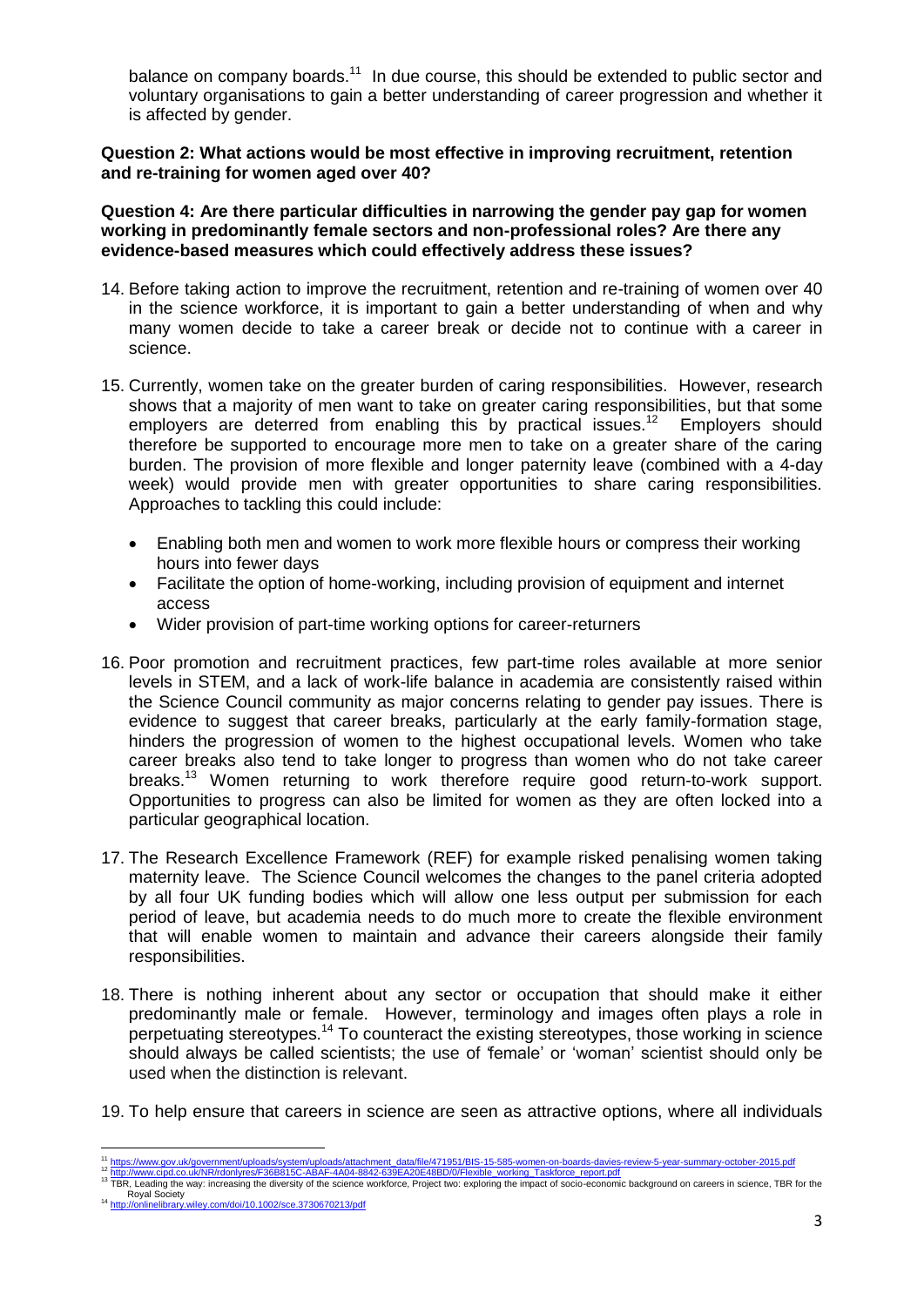balance on company boards.[11] In due course, this should be extended to public sector and voluntary organisations to gain a better understanding of career progression and whether it is affected by gender.

**Question 2: What actions would be most effective in improving recruitment, retention and re-training for women aged over 40?**

**Question 4: Are there particular difficulties in narrowing the gender pay gap for women working in predominantly female sectors and non-professional roles? Are there any evidence-based measures which could effectively address these issues?**

14. Before taking action to improve the recruitment, retention and re-training of women over 40 in the science workforce, it is important to gain a better understanding of when and why many women decide to take a career break or decide not to continue with a career in science.

15. Currently, women take on the greater burden of caring responsibilities. However, research shows that a majority of men want to take on greater caring responsibilities, but that some employers are deterred from enabling this by practical issues.[12] Employers should therefore be supported to encourage more men to take on a greater share of the caring burden. The provision of more flexible and longer paternity leave (combined with a 4-day week) would provide men with greater opportunities to share caring responsibilities. Approaches to tackling this could include:

    - Enabling both men and women to work more flexible hours or compress their working hours into fewer days
    - Facilitate the option of home-working, including provision of equipment and internet access
    - Wider provision of part-time working options for career-returners

16. Poor promotion and recruitment practices, few part-time roles available at more senior levels in STEM, and a lack of work-life balance in academia are consistently raised within the Science Council community as major concerns relating to gender pay issues. There is evidence to suggest that career breaks, particularly at the early family-formation stage, hinders the progression of women to the highest occupational levels. Women who take career breaks also tend to take longer to progress than women who do not take career breaks.[13] Women returning to work therefore require good return-to-work support. Opportunities to progress can also be limited for women as they are often locked into a particular geographical location.

17. The Research Excellence Framework (REF) for example risked penalising women taking maternity leave. The Science Council welcomes the changes to the panel criteria adopted by all four UK funding bodies which will allow one less output per submission for each period of leave, but academia needs to do much more to create the flexible environment that will enable women to maintain and advance their careers alongside their family responsibilities.

18. There is nothing inherent about any sector or occupation that should make it either predominantly male or female. However, terminology and images often plays a role in perpetuating stereotypes.[14] To counteract the existing stereotypes, those working in science should always be called scientists; the use of 'female' or 'woman' scientist should only be used when the distinction is relevant.

19. To help ensure that careers in science are seen as attractive options, where all individuals

---

[11] https://www.gov.uk/government/uploads/system/uploads/attachment_data/file/471951/BIS-15-585-women-on-boards-davies-review-5-year-summary-october-2015.pdf

[12] http://www.cipd.co.uk/NR/rdonlyres/F36B815C-ABAF-4A04-8842-639EA20E48BD/0/Flexible_working_Taskforce_report.pdf

[13] TBR, Leading the way: increasing the diversity of the science workforce, Project two: exploring the impact of socio-economic background on careers in science, TBR for the Royal Society

[14] http://onlinelibrary.wiley.com/doi/10.1002/sce.3730670213/pdf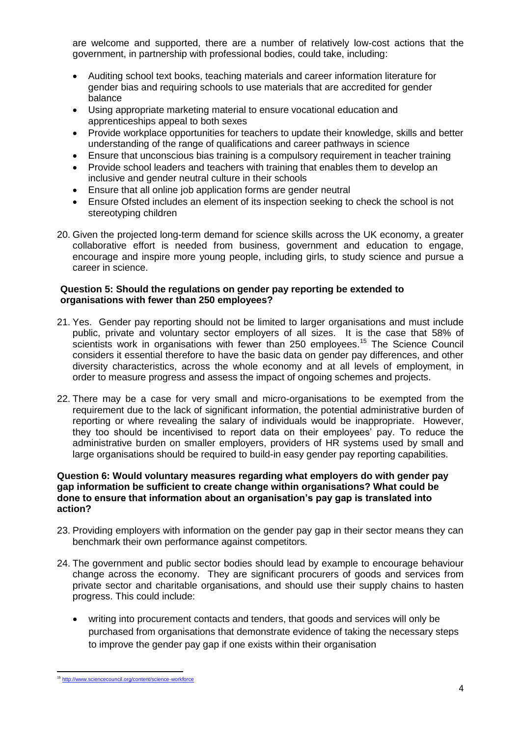are welcome and supported, there are a number of relatively low-cost actions that the government, in partnership with professional bodies, could take, including:

- Auditing school text books, teaching materials and career information literature for gender bias and requiring schools to use materials that are accredited for gender balance
- Using appropriate marketing material to ensure vocational education and apprenticeships appeal to both sexes
- Provide workplace opportunities for teachers to update their knowledge, skills and better understanding of the range of qualifications and career pathways in science
- Ensure that unconscious bias training is a compulsory requirement in teacher training
- Provide school leaders and teachers with training that enables them to develop an inclusive and gender neutral culture in their schools
- Ensure that all online job application forms are gender neutral
- Ensure Ofsted includes an element of its inspection seeking to check the school is not stereotyping children

20. Given the projected long-term demand for science skills across the UK economy, a greater collaborative effort is needed from business, government and education to engage, encourage and inspire more young people, including girls, to study science and pursue a career in science.

**Question 5: Should the regulations on gender pay reporting be extended to organisations with fewer than 250 employees?**

21. Yes. Gender pay reporting should not be limited to larger organisations and must include public, private and voluntary sector employers of all sizes. It is the case that 58% of scientists work in organisations with fewer than 250 employees.[15] The Science Council considers it essential therefore to have the basic data on gender pay differences, and other diversity characteristics, across the whole economy and at all levels of employment, in order to measure progress and assess the impact of ongoing schemes and projects.

22. There may be a case for very small and micro-organisations to be exempted from the requirement due to the lack of significant information, the potential administrative burden of reporting or where revealing the salary of individuals would be inappropriate. However, they too should be incentivised to report data on their employees' pay. To reduce the administrative burden on smaller employers, providers of HR systems used by small and large organisations should be required to build-in easy gender pay reporting capabilities.

**Question 6: Would voluntary measures regarding what employers do with gender pay gap information be sufficient to create change within organisations? What could be done to ensure that information about an organisation's pay gap is translated into action?**

23. Providing employers with information on the gender pay gap in their sector means they can benchmark their own performance against competitors.

24. The government and public sector bodies should lead by example to encourage behaviour change across the economy. They are significant procurers of goods and services from private sector and charitable organisations, and should use their supply chains to hasten progress. This could include:

    - writing into procurement contacts and tenders, that goods and services will only be purchased from organisations that demonstrate evidence of taking the necessary steps to improve the gender pay gap if one exists within their organisation

[15] http://www.sciencecouncil.org/content/science-workforce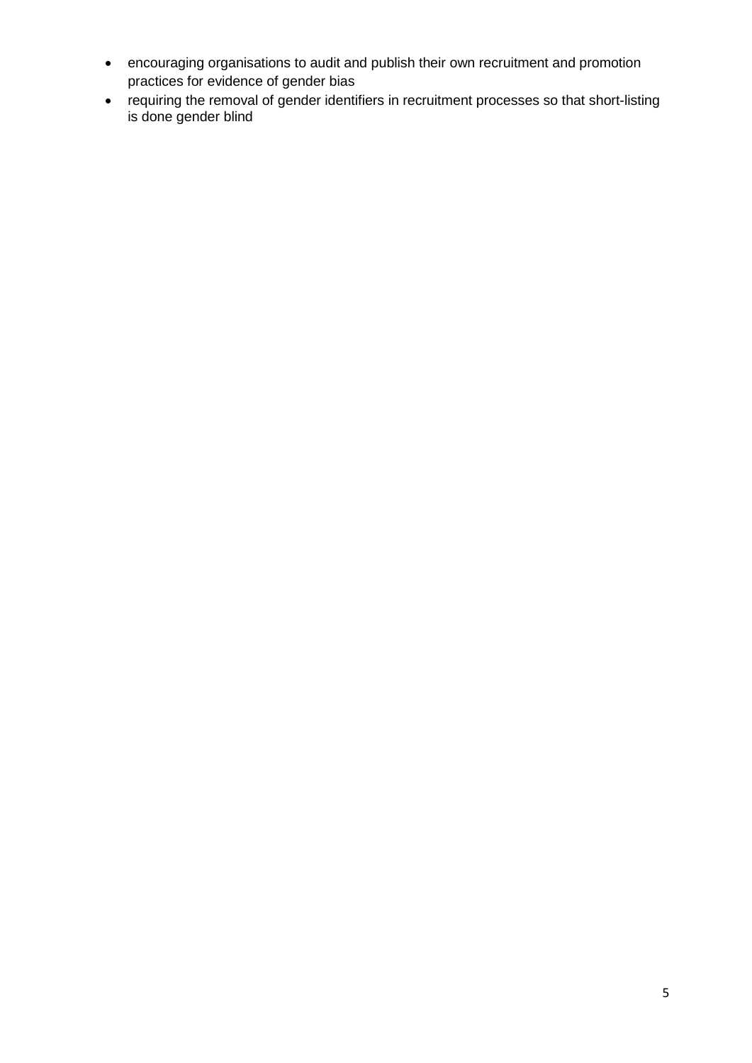- encouraging organisations to audit and publish their own recruitment and promotion practices for evidence of gender bias
- requiring the removal of gender identifiers in recruitment processes so that short-listing is done gender blind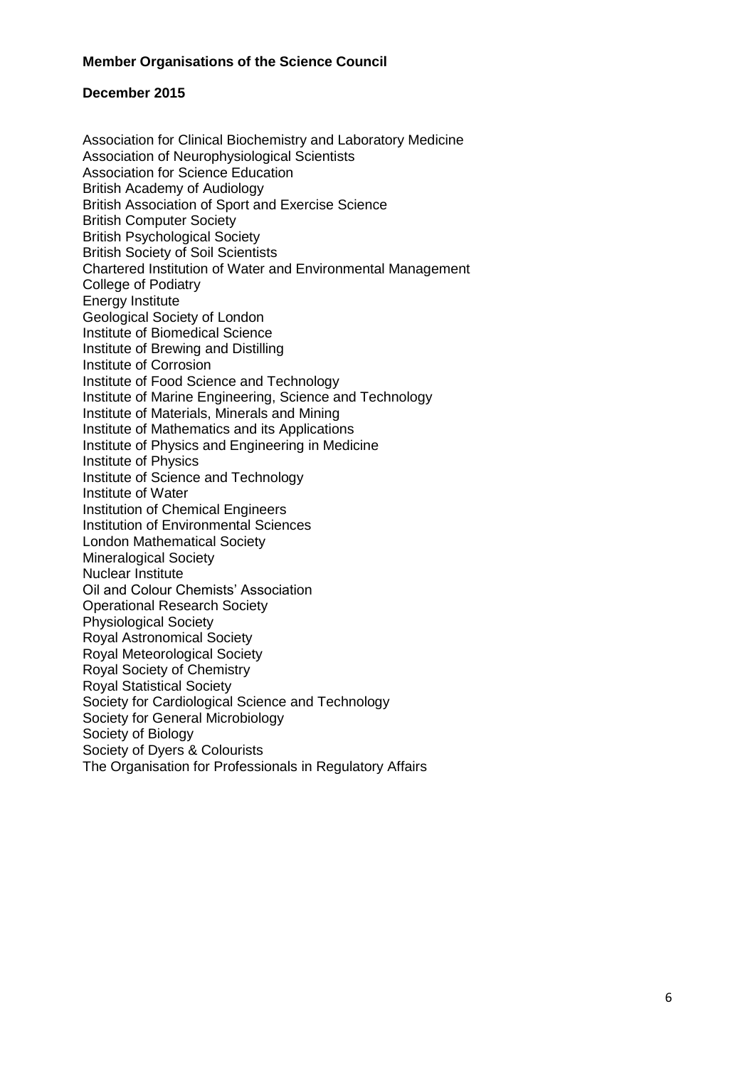**Member Organisations of the Science Council**

**December 2015**

Association for Clinical Biochemistry and Laboratory Medicine
Association of Neurophysiological Scientists
Association for Science Education
British Academy of Audiology
British Association of Sport and Exercise Science
British Computer Society
British Psychological Society
British Society of Soil Scientists
Chartered Institution of Water and Environmental Management
College of Podiatry
Energy Institute
Geological Society of London
Institute of Biomedical Science
Institute of Brewing and Distilling
Institute of Corrosion
Institute of Food Science and Technology
Institute of Marine Engineering, Science and Technology
Institute of Materials, Minerals and Mining
Institute of Mathematics and its Applications
Institute of Physics and Engineering in Medicine
Institute of Physics
Institute of Science and Technology
Institute of Water
Institution of Chemical Engineers
Institution of Environmental Sciences
London Mathematical Society
Mineralogical Society
Nuclear Institute
Oil and Colour Chemists' Association
Operational Research Society
Physiological Society
Royal Astronomical Society
Royal Meteorological Society
Royal Society of Chemistry
Royal Statistical Society
Society for Cardiological Science and Technology
Society for General Microbiology
Society of Biology
Society of Dyers & Colourists
The Organisation for Professionals in Regulatory Affairs